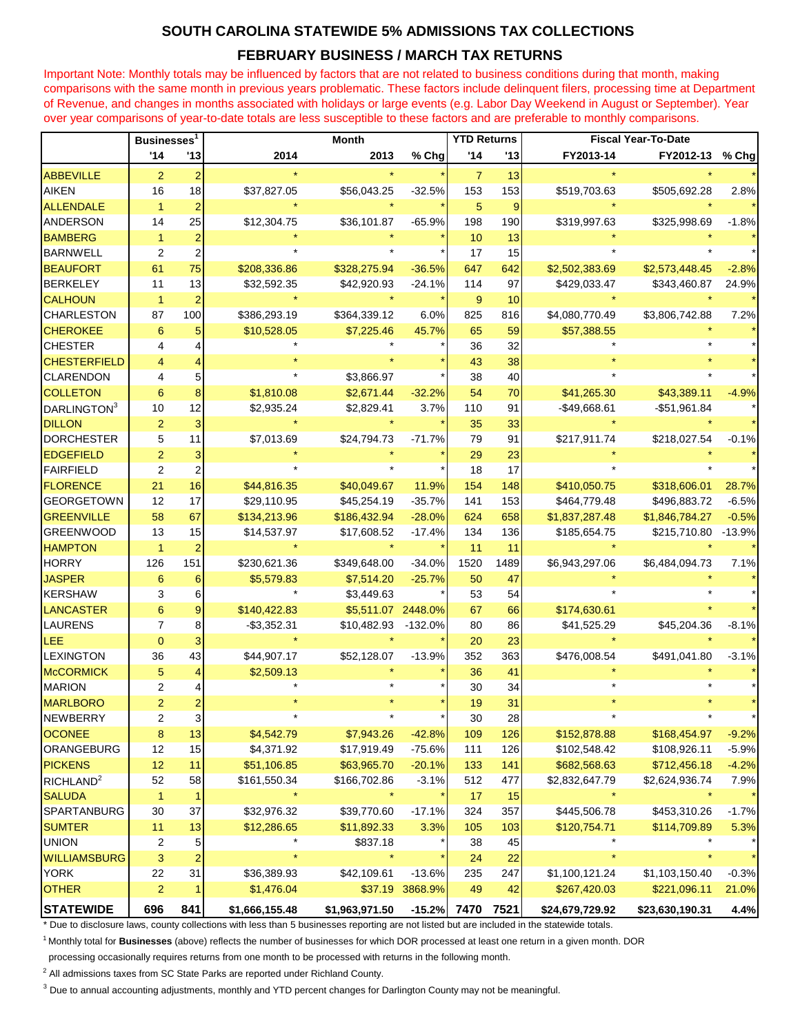## SOUTH CAROLINA STATEWIDE 5% ADMISSIONS TAX COLLECTIONS

### FEBRUARY BUSINESS / MARCH TAX RETURNS

Important Note: Monthly totals may be influenced by factors that are not related to business conditions during that month, making comparisons with the same month in previous years problematic. These factors include delinquent filers, processing time at Department of Revenue, and changes in months associated with holidays or large events (e.g. Labor Day Weekend in August or September). Year over year comparisons of year-to-date totals are less susceptible to these factors and are preferable to monthly comparisons.

| | Businesses[1] | | Month | | | YTD Returns | | Fiscal Year-To-Date | | |
|---|---|---|---|---|---|---|---|---|---|---|
| | '14 | '13 | 2014 | 2013 | % Chg | '14 | '13 | FY2013-14 | FY2012-13 | % Chg |
| ABBEVILLE | 2 | 2 | * | * | * | 7 | 13 | * | * | * |
| AIKEN | 16 | 18 | $37,827.05 | $56,043.25 | -32.5% | 153 | 153 | $519,703.63 | $505,692.28 | 2.8% |
| ALLENDALE | 1 | 2 | * | * | * | 5 | 9 | * | * | * |
| ANDERSON | 14 | 25 | $12,304.75 | $36,101.87 | -65.9% | 198 | 190 | $319,997.63 | $325,998.69 | -1.8% |
| BAMBERG | 1 | 2 | * | * | * | 10 | 13 | * | * | * |
| BARNWELL | 2 | 2 | * | * | * | 17 | 15 | * | * | * |
| BEAUFORT | 61 | 75 | $208,336.86 | $328,275.94 | -36.5% | 647 | 642 | $2,502,383.69 | $2,573,448.45 | -2.8% |
| BERKELEY | 11 | 13 | $32,592.35 | $42,920.93 | -24.1% | 114 | 97 | $429,033.47 | $343,460.87 | 24.9% |
| CALHOUN | 1 | 2 | * | * | * | 9 | 10 | * | * | * |
| CHARLESTON | 87 | 100 | $386,293.19 | $364,339.12 | 6.0% | 825 | 816 | $4,080,770.49 | $3,806,742.88 | 7.2% |
| CHEROKEE | 6 | 5 | $10,528.05 | $7,225.46 | 45.7% | 65 | 59 | $57,388.55 | * | * |
| CHESTER | 4 | 4 | * | * | * | 36 | 32 | * | * | * |
| CHESTERFIELD | 4 | 4 | * | * | * | 43 | 38 | * | * | * |
| CLARENDON | 4 | 5 | * | $3,866.97 | * | 38 | 40 | * | * | * |
| COLLETON | 6 | 8 | $1,810.08 | $2,671.44 | -32.2% | 54 | 70 | $41,265.30 | $43,389.11 | -4.9% |
| DARLINGTON[3] | 10 | 12 | $2,935.24 | $2,829.41 | 3.7% | 110 | 91 | -$49,668.61 | -$51,961.84 | * |
| DILLON | 2 | 3 | * | * | * | 35 | 33 | * | * | * |
| DORCHESTER | 5 | 11 | $7,013.69 | $24,794.73 | -71.7% | 79 | 91 | $217,911.74 | $218,027.54 | -0.1% |
| EDGEFIELD | 2 | 3 | * | * | * | 29 | 23 | * | * | * |
| FAIRFIELD | 2 | 2 | * | * | * | 18 | 17 | * | * | * |
| FLORENCE | 21 | 16 | $44,816.35 | $40,049.67 | 11.9% | 154 | 148 | $410,050.75 | $318,606.01 | 28.7% |
| GEORGETOWN | 12 | 17 | $29,110.95 | $45,254.19 | -35.7% | 141 | 153 | $464,779.48 | $496,883.72 | -6.5% |
| GREENVILLE | 58 | 67 | $134,213.96 | $186,432.94 | -28.0% | 624 | 658 | $1,837,287.48 | $1,846,784.27 | -0.5% |
| GREENWOOD | 13 | 15 | $14,537.97 | $17,608.52 | -17.4% | 134 | 136 | $185,654.75 | $215,710.80 | -13.9% |
| HAMPTON | 1 | 2 | * | * | * | 11 | 11 | * | * | * |
| HORRY | 126 | 151 | $230,621.36 | $349,648.00 | -34.0% | 1520 | 1489 | $6,943,297.06 | $6,484,094.73 | 7.1% |
| JASPER | 6 | 6 | $5,579.83 | $7,514.20 | -25.7% | 50 | 47 | * | * | * |
| KERSHAW | 3 | 6 | * | $3,449.63 | * | 53 | 54 | * | * | * |
| LANCASTER | 6 | 9 | $140,422.83 | $5,511.07 | 2448.0% | 67 | 66 | $174,630.61 | * | * |
| LAURENS | 7 | 8 | -$3,352.31 | $10,482.93 | -132.0% | 80 | 86 | $41,525.29 | $45,204.36 | -8.1% |
| LEE | 0 | 3 | * | * | * | 20 | 23 | * | * | * |
| LEXINGTON | 36 | 43 | $44,907.17 | $52,128.07 | -13.9% | 352 | 363 | $476,008.54 | $491,041.80 | -3.1% |
| McCORMICK | 5 | 4 | $2,509.13 | * | * | 36 | 41 | * | * | * |
| MARION | 2 | 4 | * | * | * | 30 | 34 | * | * | * |
| MARLBORO | 2 | 2 | * | * | * | 19 | 31 | * | * | * |
| NEWBERRY | 2 | 3 | * | * | * | 30 | 28 | * | * | * |
| OCONEE | 8 | 13 | $4,542.79 | $7,943.26 | -42.8% | 109 | 126 | $152,878.88 | $168,454.97 | -9.2% |
| ORANGEBURG | 12 | 15 | $4,371.92 | $17,919.49 | -75.6% | 111 | 126 | $102,548.42 | $108,926.11 | -5.9% |
| PICKENS | 12 | 11 | $51,106.85 | $63,965.70 | -20.1% | 133 | 141 | $682,568.63 | $712,456.18 | -4.2% |
| RICHLAND[2] | 52 | 58 | $161,550.34 | $166,702.86 | -3.1% | 512 | 477 | $2,832,647.79 | $2,624,936.74 | 7.9% |
| SALUDA | 1 | 1 | * | * | * | 17 | 15 | * | * | * |
| SPARTANBURG | 30 | 37 | $32,976.32 | $39,770.60 | -17.1% | 324 | 357 | $445,506.78 | $453,310.26 | -1.7% |
| SUMTER | 11 | 13 | $12,286.65 | $11,892.33 | 3.3% | 105 | 103 | $120,754.71 | $114,709.89 | 5.3% |
| UNION | 2 | 5 | * | $837.18 | * | 38 | 45 | * | * | * |
| WILLIAMSBURG | 3 | 2 | * | * | * | 24 | 22 | * | * | * |
| YORK | 22 | 31 | $36,389.93 | $42,109.61 | -13.6% | 235 | 247 | $1,100,121.24 | $1,103,150.40 | -0.3% |
| OTHER | 2 | 1 | $1,476.04 | $37.19 | 3868.9% | 49 | 42 | $267,420.03 | $221,096.11 | 21.0% |
| **STATEWIDE** | **696** | **841** | **$1,666,155.48** | **$1,963,971.50** | **-15.2%** | **7470** | **7521** | **$24,679,729.92** | **$23,630,190.31** | **4.4%** |

* Due to disclosure laws, county collections with less than 5 businesses reporting are not listed but are included in the statewide totals.

[1] Monthly total for **Businesses** (above) reflects the number of businesses for which DOR processed at least one return in a given month. DOR processing occasionally requires returns from one month to be processed with returns in the following month.

[2] All admissions taxes from SC State Parks are reported under Richland County.

[3] Due to annual accounting adjustments, monthly and YTD percent changes for Darlington County may not be meaningful.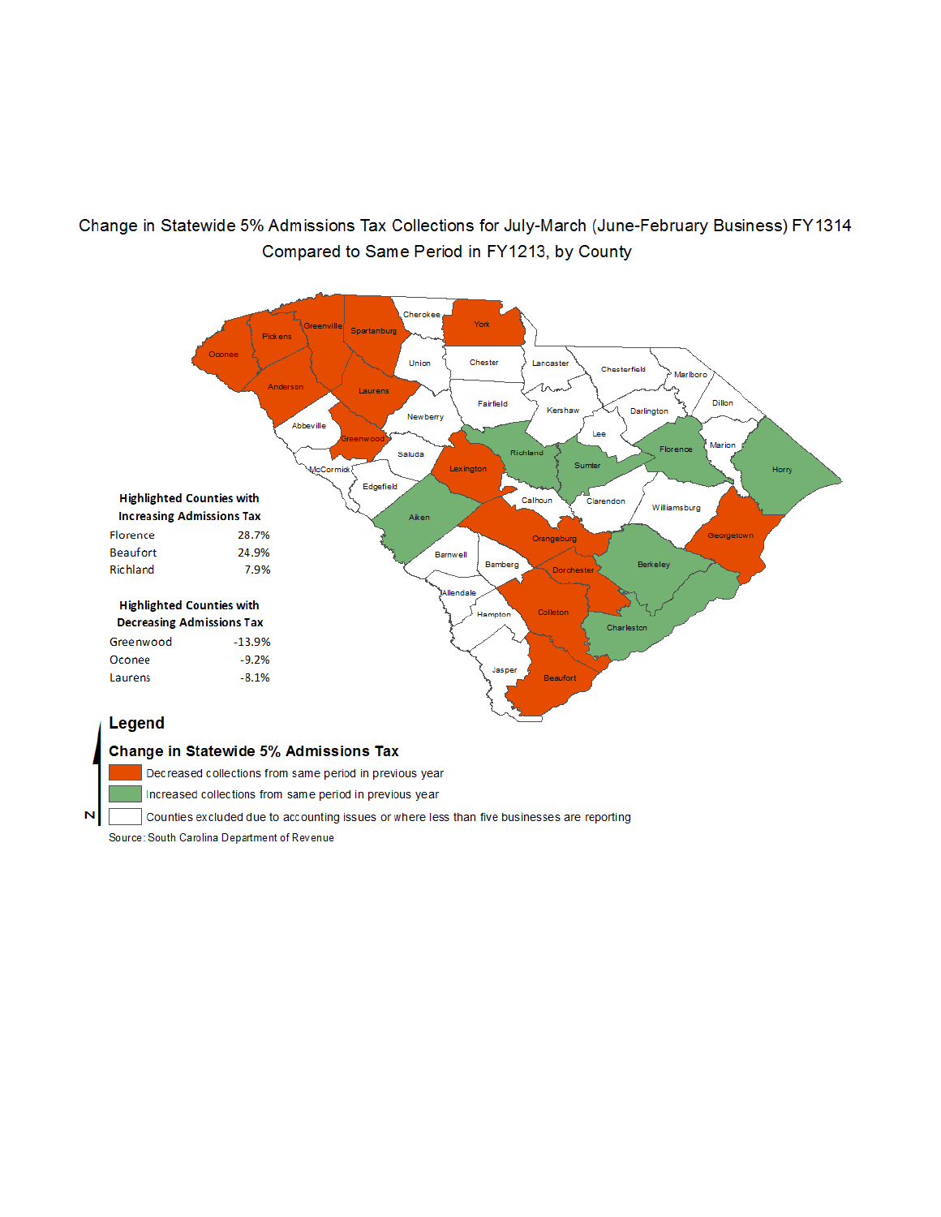# Change in Statewide 5% Admissions Tax Collections for July-March (June-February Business) FY1314 Compared to Same Period in FY1213, by County

Oconee
Pickens
Greenville
Spartanburg
Cherokee
York
Union
Chester
Lancaster
Chesterfield
Marlboro
Anderson
Laurens
Fairfield
Kershaw
Darlington
Dillon
Abbeville
Newberry
Greenwood
Lee
Richland
Florence
Marion
Saluda
Sumter
Horry
McCormick
Lexington
Edgefield
Calhoun
Clarendon
Williamsburg
Aiken
Orangeburg
Georgetown
Barnwell
Bamberg
Berkeley
Dorchester
Allendale
Hampton
Colleton
Charleston
Jasper
Beaufort

**Highlighted Counties with Increasing Admissions Tax**

Florence 28.7%
Beaufort 24.9%
Richland 7.9%

**Highlighted Counties with Decreasing Admissions Tax**

Greenwood -13.9%
Oconee -9.2%
Laurens -8.1%

## Legend

**Change in Statewide 5% Admissions Tax**

Decreased collections from same period in previous year
Increased collections from same period in previous year
Counties excluded due to accounting issues or where less than five businesses are reporting

N

Source: South Carolina Department of Revenue